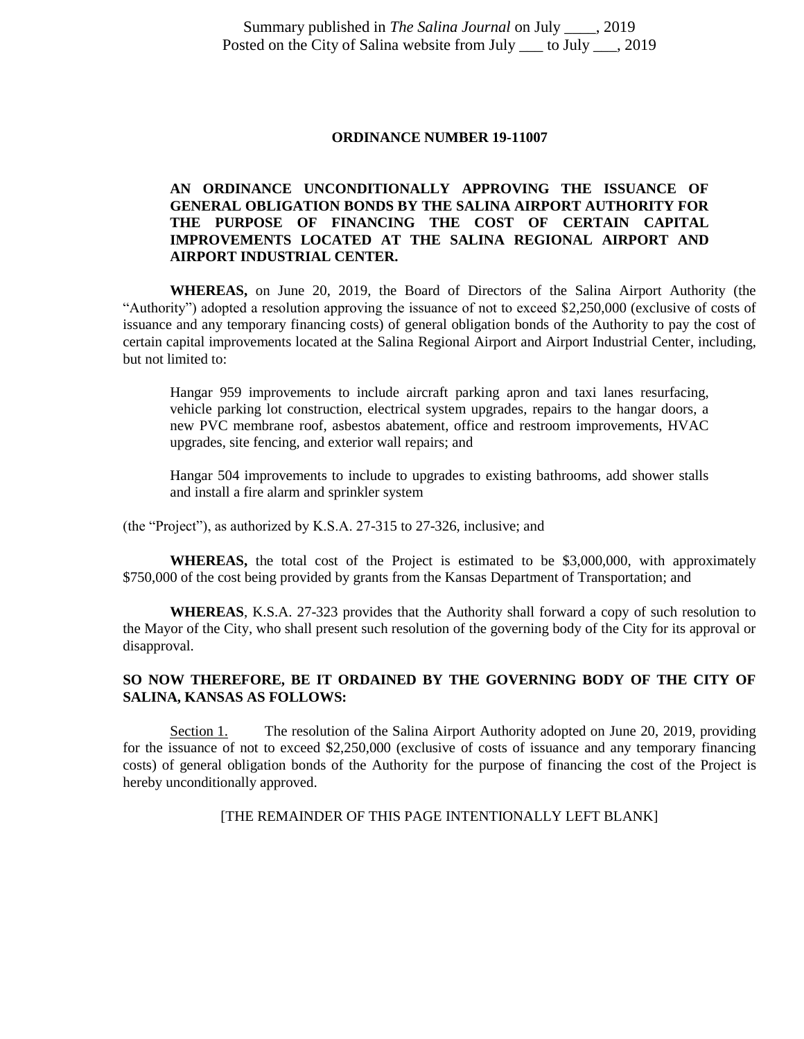Summary published in *The Salina Journal* on July ____, 2019
Posted on the City of Salina website from July ___ to July ___, 2019

**ORDINANCE NUMBER 19-11007**

**AN ORDINANCE UNCONDITIONALLY APPROVING THE ISSUANCE OF GENERAL OBLIGATION BONDS BY THE SALINA AIRPORT AUTHORITY FOR THE PURPOSE OF FINANCING THE COST OF CERTAIN CAPITAL IMPROVEMENTS LOCATED AT THE SALINA REGIONAL AIRPORT AND AIRPORT INDUSTRIAL CENTER.**

**WHEREAS,** on June 20, 2019, the Board of Directors of the Salina Airport Authority (the "Authority") adopted a resolution approving the issuance of not to exceed $2,250,000 (exclusive of costs of issuance and any temporary financing costs) of general obligation bonds of the Authority to pay the cost of certain capital improvements located at the Salina Regional Airport and Airport Industrial Center, including, but not limited to:

> Hangar 959 improvements to include aircraft parking apron and taxi lanes resurfacing, vehicle parking lot construction, electrical system upgrades, repairs to the hangar doors, a new PVC membrane roof, asbestos abatement, office and restroom improvements, HVAC upgrades, site fencing, and exterior wall repairs; and
>
> Hangar 504 improvements to include to upgrades to existing bathrooms, add shower stalls and install a fire alarm and sprinkler system

(the "Project"), as authorized by K.S.A. 27-315 to 27-326, inclusive; and

**WHEREAS,** the total cost of the Project is estimated to be $3,000,000, with approximately $750,000 of the cost being provided by grants from the Kansas Department of Transportation; and

**WHEREAS**, K.S.A. 27-323 provides that the Authority shall forward a copy of such resolution to the Mayor of the City, who shall present such resolution of the governing body of the City for its approval or disapproval.

**SO NOW THEREFORE, BE IT ORDAINED BY THE GOVERNING BODY OF THE CITY OF SALINA, KANSAS AS FOLLOWS:**

<u>Section 1.</u> The resolution of the Salina Airport Authority adopted on June 20, 2019, providing for the issuance of not to exceed $2,250,000 (exclusive of costs of issuance and any temporary financing costs) of general obligation bonds of the Authority for the purpose of financing the cost of the Project is hereby unconditionally approved.

[THE REMAINDER OF THIS PAGE INTENTIONALLY LEFT BLANK]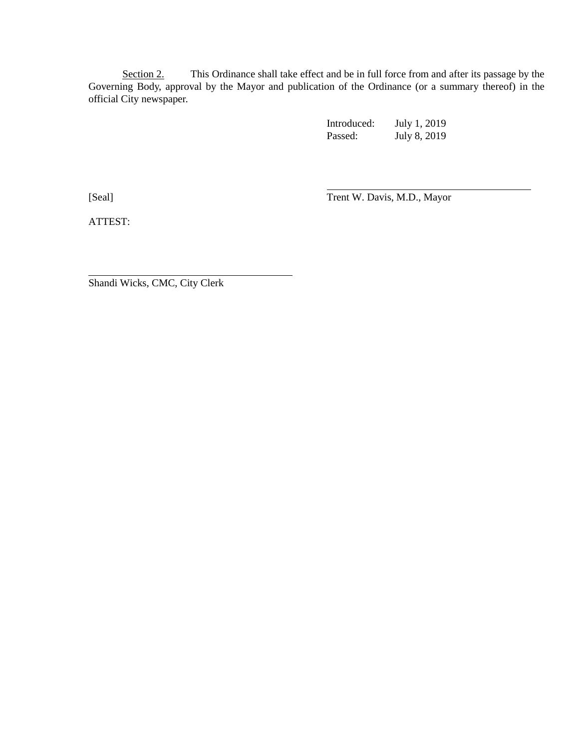Section 2. This Ordinance shall take effect and be in full force from and after its passage by the Governing Body, approval by the Mayor and publication of the Ordinance (or a summary thereof) in the official City newspaper.

Introduced: July 1, 2019
Passed: July 8, 2019

[Seal]

\_\_\_\_\_\_\_\_\_\_\_\_\_\_\_\_\_\_\_\_\_\_\_\_\_\_\_\_\_\_\_\_\_\_\_\_\_\_
Trent W. Davis, M.D., Mayor

ATTEST:

\_\_\_\_\_\_\_\_\_\_\_\_\_\_\_\_\_\_\_\_\_\_\_\_\_\_\_\_\_\_\_\_\_\_\_\_\_\_
Shandi Wicks, CMC, City Clerk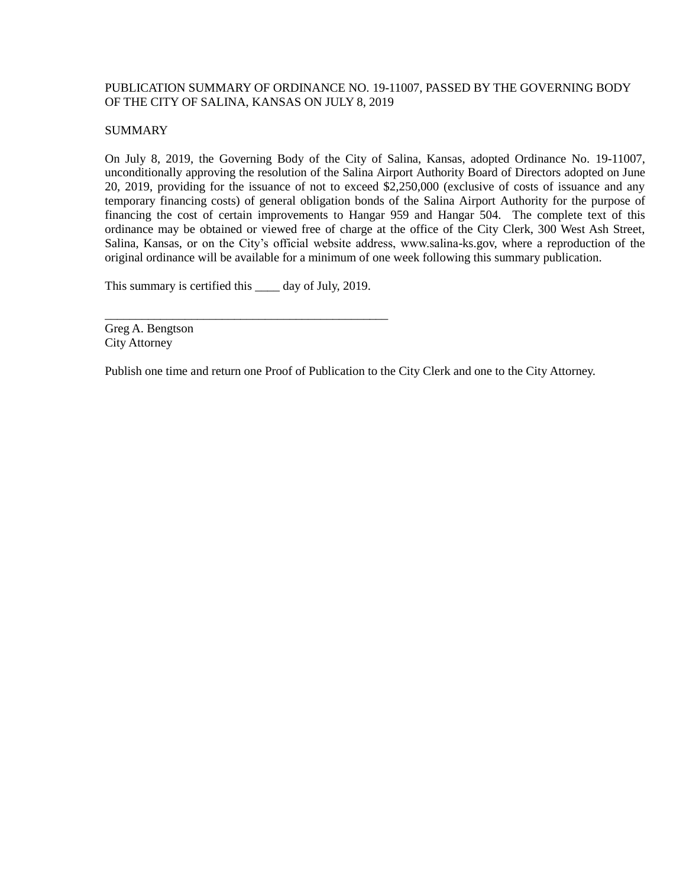PUBLICATION SUMMARY OF ORDINANCE NO. 19-11007, PASSED BY THE GOVERNING BODY OF THE CITY OF SALINA, KANSAS ON JULY 8, 2019

SUMMARY

On July 8, 2019, the Governing Body of the City of Salina, Kansas, adopted Ordinance No. 19-11007, unconditionally approving the resolution of the Salina Airport Authority Board of Directors adopted on June 20, 2019, providing for the issuance of not to exceed $2,250,000 (exclusive of costs of issuance and any temporary financing costs) of general obligation bonds of the Salina Airport Authority for the purpose of financing the cost of certain improvements to Hangar 959 and Hangar 504. The complete text of this ordinance may be obtained or viewed free of charge at the office of the City Clerk, 300 West Ash Street, Salina, Kansas, or on the City's official website address, www.salina-ks.gov, where a reproduction of the original ordinance will be available for a minimum of one week following this summary publication.

This summary is certified this ____ day of July, 2019.

_______________________________________________

Greg A. Bengtson
City Attorney

Publish one time and return one Proof of Publication to the City Clerk and one to the City Attorney.